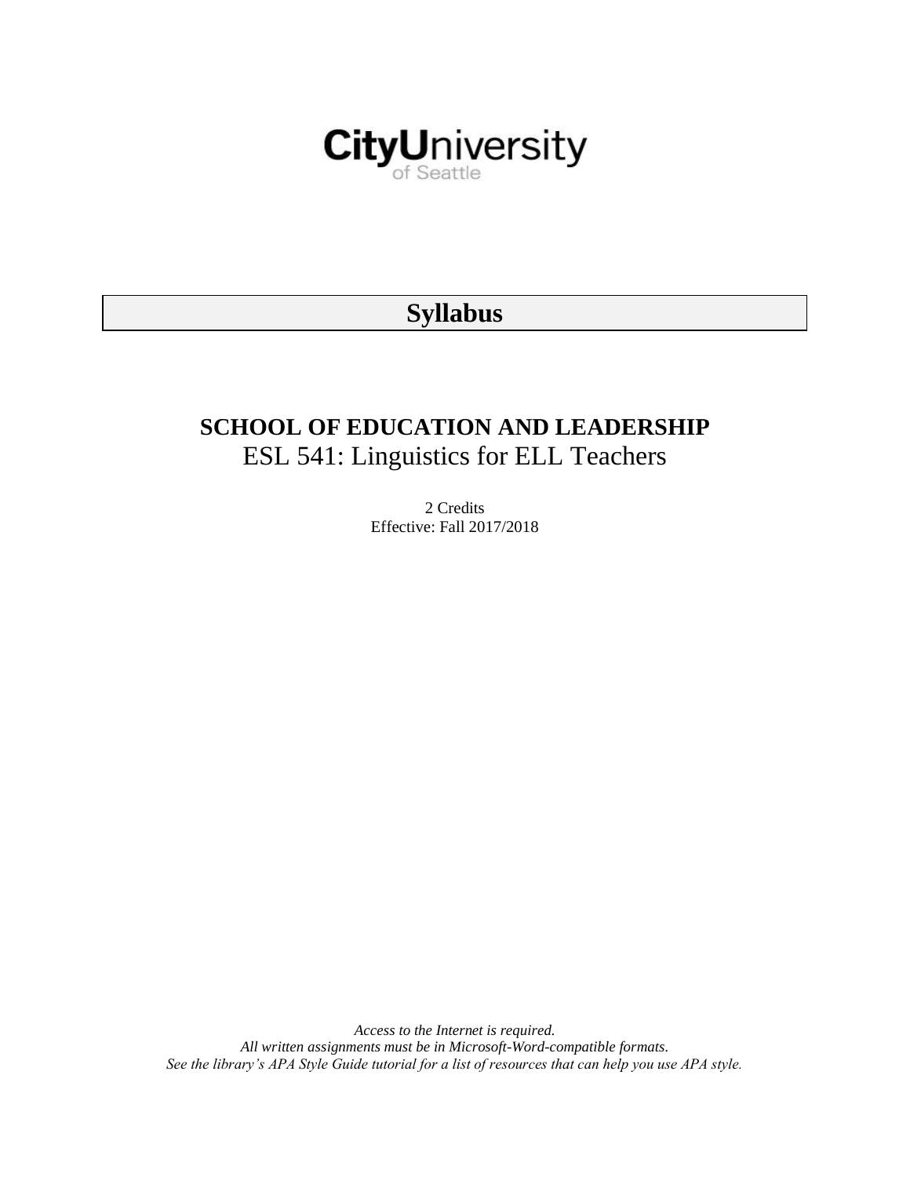CityUniversity of Seattle

# Syllabus

## SCHOOL OF EDUCATION AND LEADERSHIP
ESL 541: Linguistics for ELL Teachers

2 Credits
Effective: Fall 2017/2018

*Access to the Internet is required.*
*All written assignments must be in Microsoft-Word-compatible formats.*
*See the library's APA Style Guide tutorial for a list of resources that can help you use APA style.*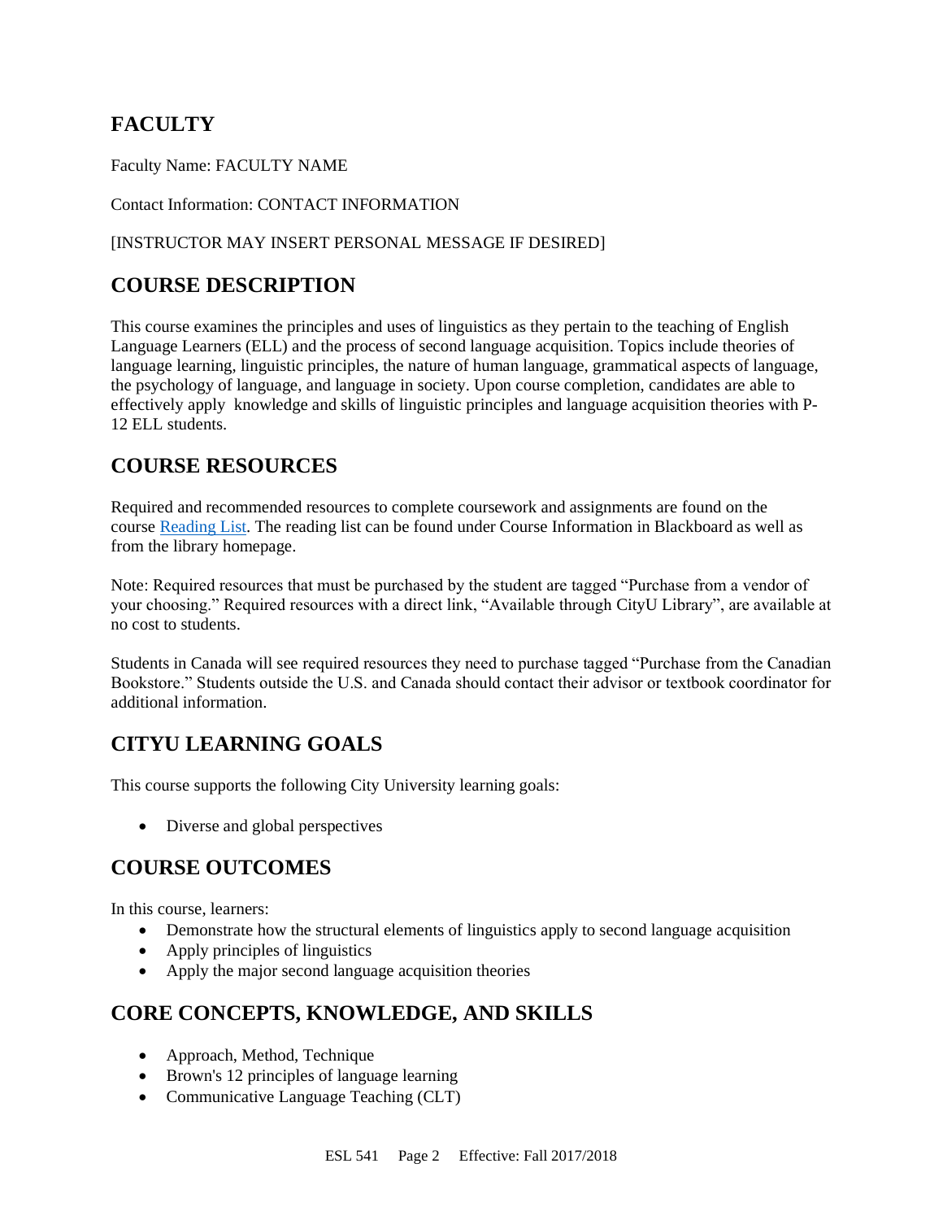## FACULTY

Faculty Name: FACULTY NAME

Contact Information: CONTACT INFORMATION

[INSTRUCTOR MAY INSERT PERSONAL MESSAGE IF DESIRED]

## COURSE DESCRIPTION

This course examines the principles and uses of linguistics as they pertain to the teaching of English Language Learners (ELL) and the process of second language acquisition. Topics include theories of language learning, linguistic principles, the nature of human language, grammatical aspects of language, the psychology of language, and language in society. Upon course completion, candidates are able to effectively apply knowledge and skills of linguistic principles and language acquisition theories with P-12 ELL students.

## COURSE RESOURCES

Required and recommended resources to complete coursework and assignments are found on the course Reading List. The reading list can be found under Course Information in Blackboard as well as from the library homepage.

Note: Required resources that must be purchased by the student are tagged "Purchase from a vendor of your choosing." Required resources with a direct link, "Available through CityU Library", are available at no cost to students.

Students in Canada will see required resources they need to purchase tagged "Purchase from the Canadian Bookstore." Students outside the U.S. and Canada should contact their advisor or textbook coordinator for additional information.

## CITYU LEARNING GOALS

This course supports the following City University learning goals:

- Diverse and global perspectives

## COURSE OUTCOMES

In this course, learners:

- Demonstrate how the structural elements of linguistics apply to second language acquisition
- Apply principles of linguistics
- Apply the major second language acquisition theories

## CORE CONCEPTS, KNOWLEDGE, AND SKILLS

- Approach, Method, Technique
- Brown's 12 principles of language learning
- Communicative Language Teaching (CLT)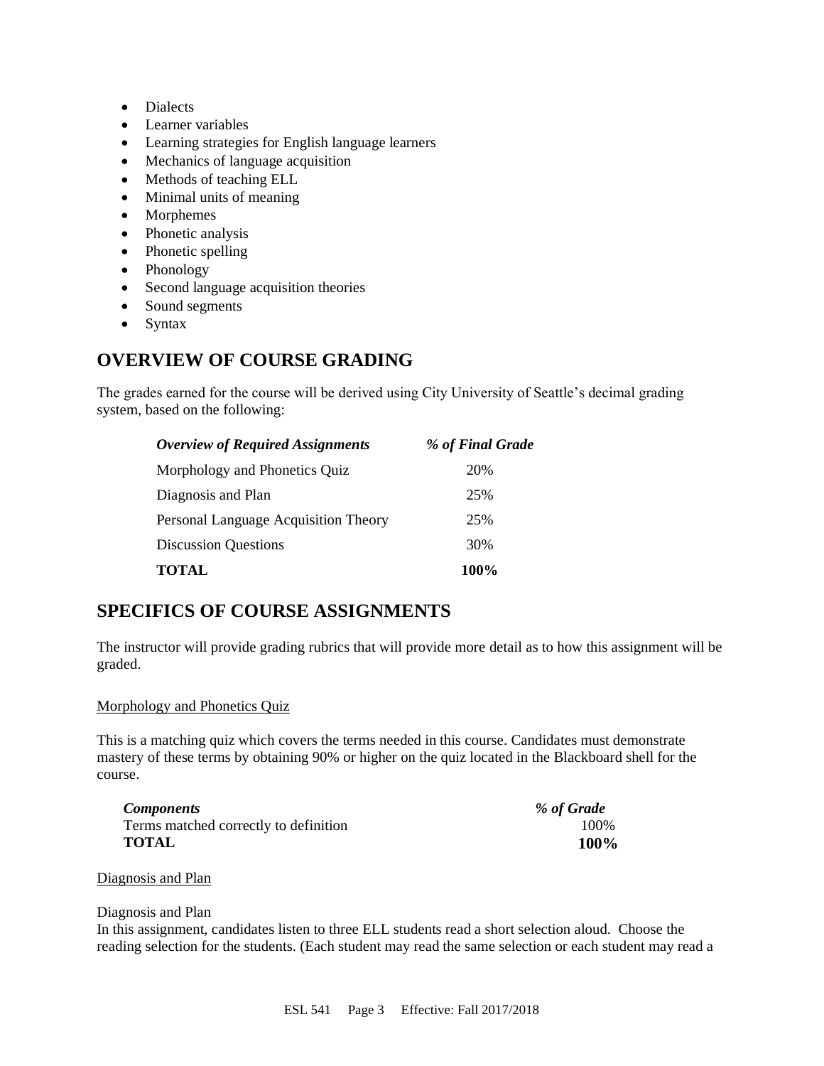- Dialects
- Learner variables
- Learning strategies for English language learners
- Mechanics of language acquisition
- Methods of teaching ELL
- Minimal units of meaning
- Morphemes
- Phonetic analysis
- Phonetic spelling
- Phonology
- Second language acquisition theories
- Sound segments
- Syntax

## OVERVIEW OF COURSE GRADING

The grades earned for the course will be derived using City University of Seattle's decimal grading system, based on the following:

| *Overview of Required Assignments* | *% of Final Grade* |
|---|---|
| Morphology and Phonetics Quiz | 20% |
| Diagnosis and Plan | 25% |
| Personal Language Acquisition Theory | 25% |
| Discussion Questions | 30% |
| **TOTAL** | **100%** |

## SPECIFICS OF COURSE ASSIGNMENTS

The instructor will provide grading rubrics that will provide more detail as to how this assignment will be graded.

Morphology and Phonetics Quiz

This is a matching quiz which covers the terms needed in this course. Candidates must demonstrate mastery of these terms by obtaining 90% or higher on the quiz located in the Blackboard shell for the course.

| *Components* | *% of Grade* |
|---|---|
| Terms matched correctly to definition | 100% |
| **TOTAL** | **100%** |

Diagnosis and Plan

Diagnosis and Plan
In this assignment, candidates listen to three ELL students read a short selection aloud. Choose the reading selection for the students. (Each student may read the same selection or each student may read a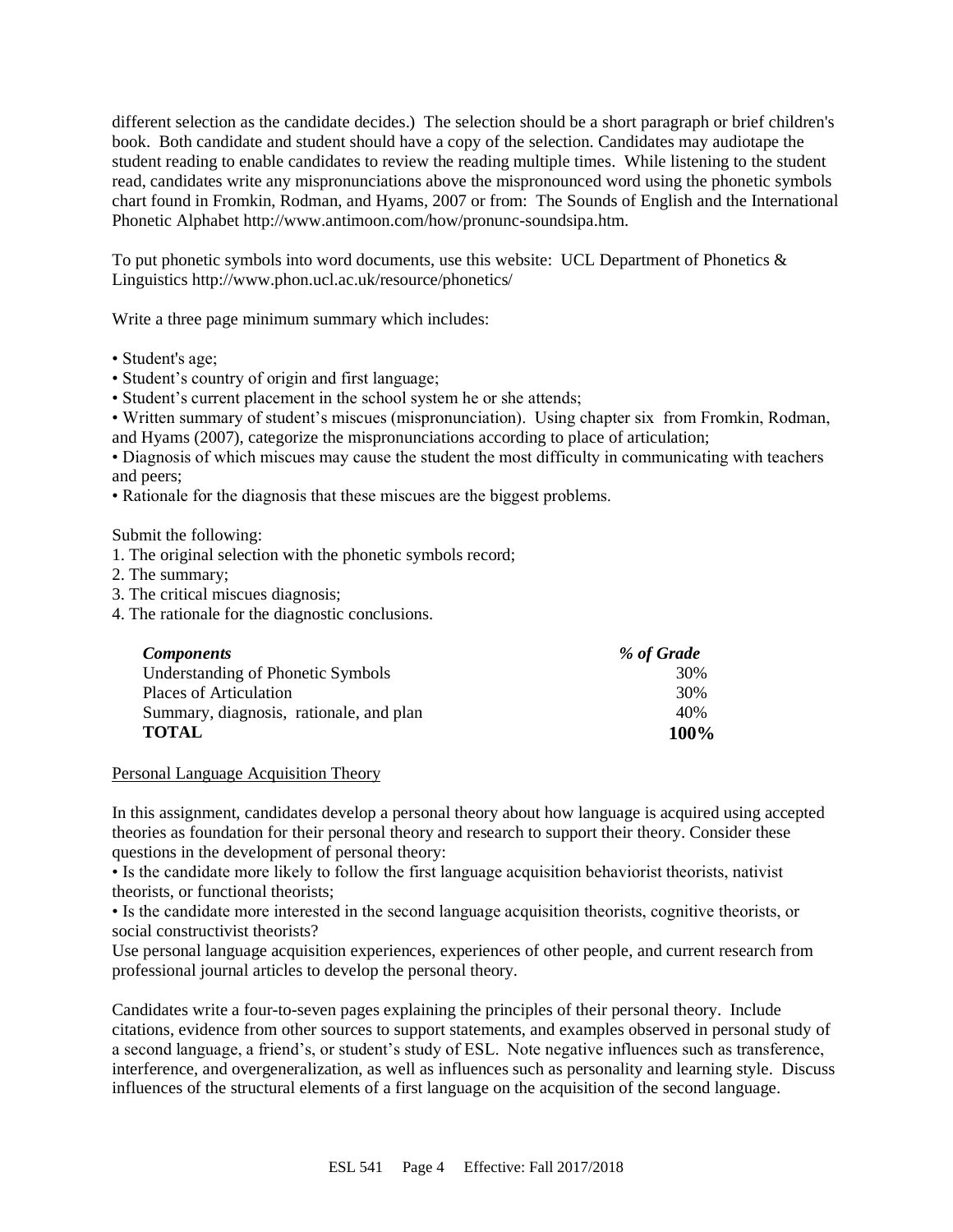different selection as the candidate decides.) The selection should be a short paragraph or brief children's book. Both candidate and student should have a copy of the selection. Candidates may audiotape the student reading to enable candidates to review the reading multiple times. While listening to the student read, candidates write any mispronunciations above the mispronounced word using the phonetic symbols chart found in Fromkin, Rodman, and Hyams, 2007 or from: The Sounds of English and the International Phonetic Alphabet http://www.antimoon.com/how/pronunc-soundsipa.htm.

To put phonetic symbols into word documents, use this website: UCL Department of Phonetics & Linguistics http://www.phon.ucl.ac.uk/resource/phonetics/

Write a three page minimum summary which includes:

- Student's age;
- Student's country of origin and first language;
- Student's current placement in the school system he or she attends;
- Written summary of student's miscues (mispronunciation). Using chapter six from Fromkin, Rodman, and Hyams (2007), categorize the mispronunciations according to place of articulation;
- Diagnosis of which miscues may cause the student the most difficulty in communicating with teachers and peers;
- Rationale for the diagnosis that these miscues are the biggest problems.

Submit the following:

1. The original selection with the phonetic symbols record;
2. The summary;
3. The critical miscues diagnosis;
4. The rationale for the diagnostic conclusions.

| ***Components*** | ***% of Grade*** |
|---|---|
| Understanding of Phonetic Symbols | 30% |
| Places of Articulation | 30% |
| Summary, diagnosis, rationale, and plan | 40% |
| **TOTAL** | **100%** |

Personal Language Acquisition Theory

In this assignment, candidates develop a personal theory about how language is acquired using accepted theories as foundation for their personal theory and research to support their theory. Consider these questions in the development of personal theory:

- Is the candidate more likely to follow the first language acquisition behaviorist theorists, nativist theorists, or functional theorists;
- Is the candidate more interested in the second language acquisition theorists, cognitive theorists, or social constructivist theorists?

Use personal language acquisition experiences, experiences of other people, and current research from professional journal articles to develop the personal theory.

Candidates write a four-to-seven pages explaining the principles of their personal theory. Include citations, evidence from other sources to support statements, and examples observed in personal study of a second language, a friend's, or student's study of ESL. Note negative influences such as transference, interference, and overgeneralization, as well as influences such as personality and learning style. Discuss influences of the structural elements of a first language on the acquisition of the second language.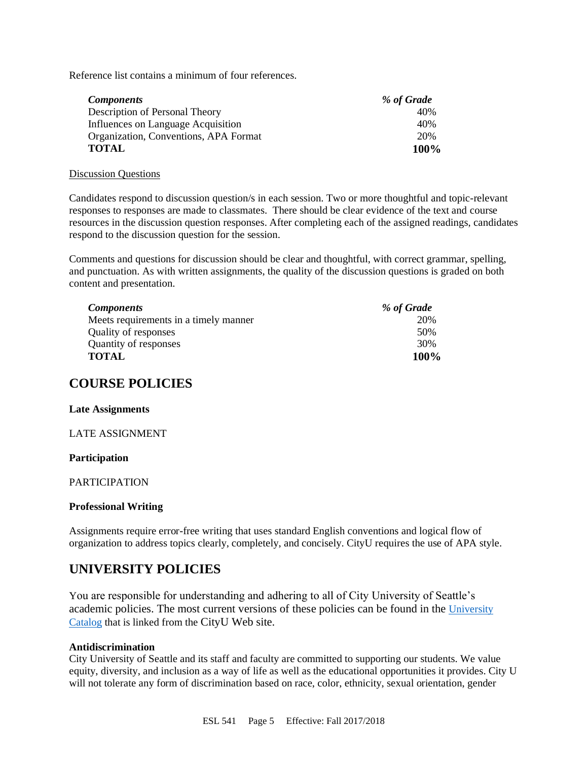Reference list contains a minimum of four references.

| *Components* | *% of Grade* |
|---|---|
| Description of Personal Theory | 40% |
| Influences on Language Acquisition | 40% |
| Organization, Conventions, APA Format | 20% |
| **TOTAL** | **100%** |

Discussion Questions

Candidates respond to discussion question/s in each session. Two or more thoughtful and topic-relevant responses to responses are made to classmates. There should be clear evidence of the text and course resources in the discussion question responses. After completing each of the assigned readings, candidates respond to the discussion question for the session.

Comments and questions for discussion should be clear and thoughtful, with correct grammar, spelling, and punctuation. As with written assignments, the quality of the discussion questions is graded on both content and presentation.

| *Components* | *% of Grade* |
|---|---|
| Meets requirements in a timely manner | 20% |
| Quality of responses | 50% |
| Quantity of responses | 30% |
| **TOTAL** | **100%** |

## COURSE POLICIES

**Late Assignments**

LATE ASSIGNMENT

**Participation**

PARTICIPATION

**Professional Writing**

Assignments require error-free writing that uses standard English conventions and logical flow of organization to address topics clearly, completely, and concisely. CityU requires the use of APA style.

## UNIVERSITY POLICIES

You are responsible for understanding and adhering to all of City University of Seattle's academic policies. The most current versions of these policies can be found in the University Catalog that is linked from the CityU Web site.

**Antidiscrimination**

City University of Seattle and its staff and faculty are committed to supporting our students. We value equity, diversity, and inclusion as a way of life as well as the educational opportunities it provides. City U will not tolerate any form of discrimination based on race, color, ethnicity, sexual orientation, gender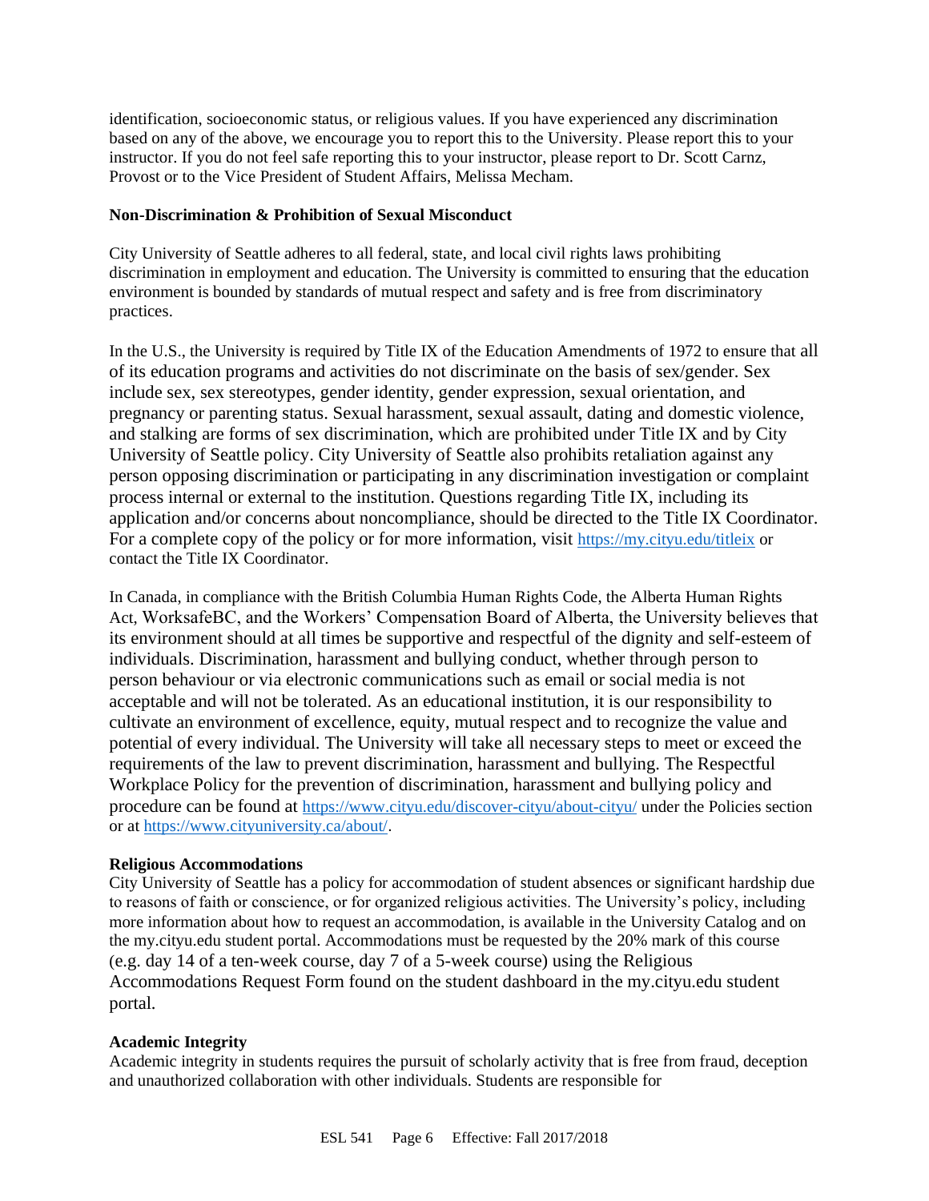identification, socioeconomic status, or religious values. If you have experienced any discrimination based on any of the above, we encourage you to report this to the University. Please report this to your instructor. If you do not feel safe reporting this to your instructor, please report to Dr. Scott Carnz, Provost or to the Vice President of Student Affairs, Melissa Mecham.

**Non-Discrimination & Prohibition of Sexual Misconduct**

City University of Seattle adheres to all federal, state, and local civil rights laws prohibiting discrimination in employment and education. The University is committed to ensuring that the education environment is bounded by standards of mutual respect and safety and is free from discriminatory practices.

In the U.S., the University is required by Title IX of the Education Amendments of 1972 to ensure that all of its education programs and activities do not discriminate on the basis of sex/gender. Sex include sex, sex stereotypes, gender identity, gender expression, sexual orientation, and pregnancy or parenting status. Sexual harassment, sexual assault, dating and domestic violence, and stalking are forms of sex discrimination, which are prohibited under Title IX and by City University of Seattle policy. City University of Seattle also prohibits retaliation against any person opposing discrimination or participating in any discrimination investigation or complaint process internal or external to the institution. Questions regarding Title IX, including its application and/or concerns about noncompliance, should be directed to the Title IX Coordinator. For a complete copy of the policy or for more information, visit https://my.cityu.edu/titleix or contact the Title IX Coordinator.

In Canada, in compliance with the British Columbia Human Rights Code, the Alberta Human Rights Act, WorksafeBC, and the Workers' Compensation Board of Alberta, the University believes that its environment should at all times be supportive and respectful of the dignity and self-esteem of individuals. Discrimination, harassment and bullying conduct, whether through person to person behaviour or via electronic communications such as email or social media is not acceptable and will not be tolerated. As an educational institution, it is our responsibility to cultivate an environment of excellence, equity, mutual respect and to recognize the value and potential of every individual. The University will take all necessary steps to meet or exceed the requirements of the law to prevent discrimination, harassment and bullying. The Respectful Workplace Policy for the prevention of discrimination, harassment and bullying policy and procedure can be found at https://www.cityu.edu/discover-cityu/about-cityu/ under the Policies section or at https://www.cityuniversity.ca/about/.

**Religious Accommodations**

City University of Seattle has a policy for accommodation of student absences or significant hardship due to reasons of faith or conscience, or for organized religious activities. The University's policy, including more information about how to request an accommodation, is available in the University Catalog and on the my.cityu.edu student portal. Accommodations must be requested by the 20% mark of this course (e.g. day 14 of a ten-week course, day 7 of a 5-week course) using the Religious Accommodations Request Form found on the student dashboard in the my.cityu.edu student portal.

**Academic Integrity**

Academic integrity in students requires the pursuit of scholarly activity that is free from fraud, deception and unauthorized collaboration with other individuals. Students are responsible for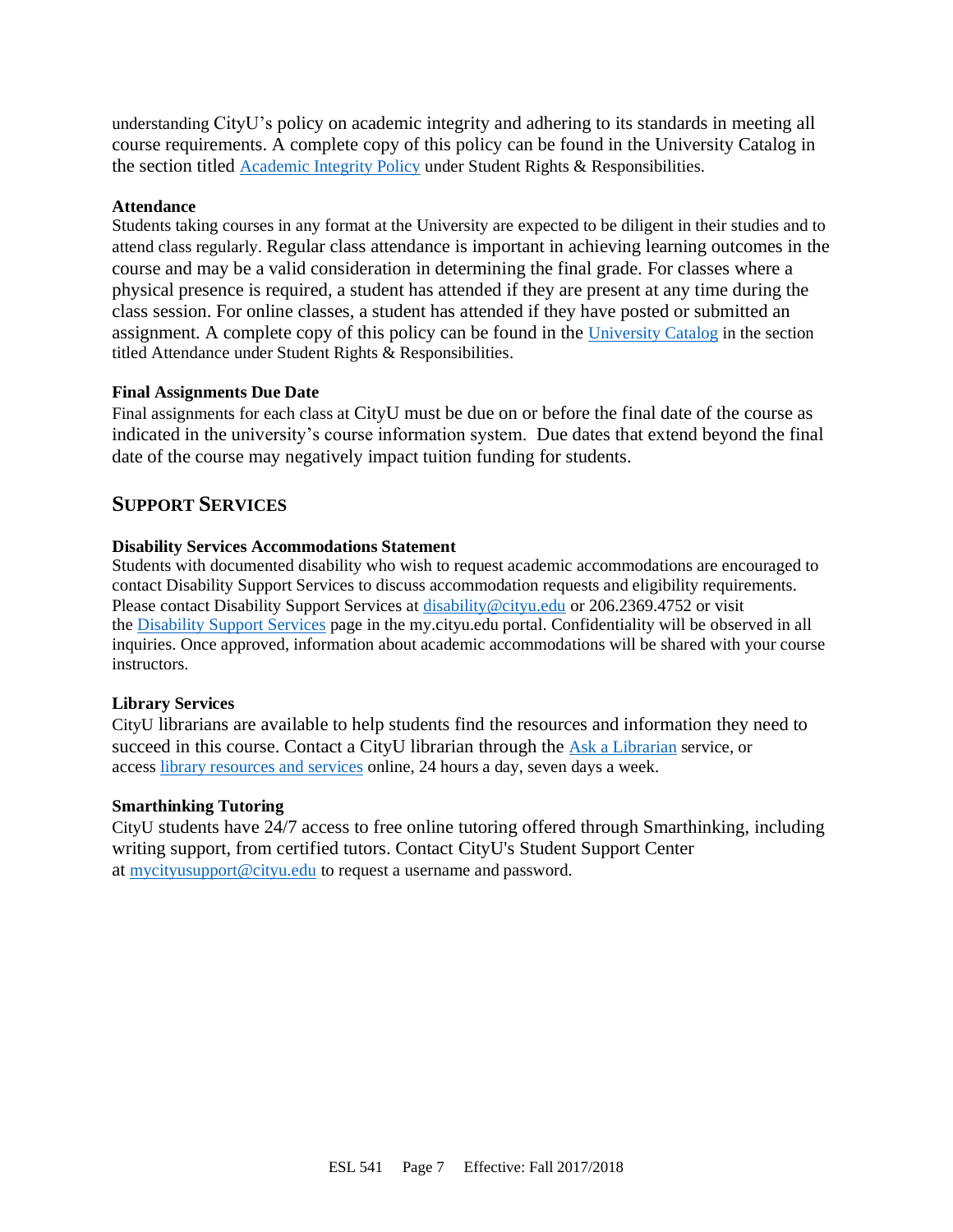understanding CityU's policy on academic integrity and adhering to its standards in meeting all course requirements. A complete copy of this policy can be found in the University Catalog in the section titled Academic Integrity Policy under Student Rights & Responsibilities.

**Attendance**

Students taking courses in any format at the University are expected to be diligent in their studies and to attend class regularly. Regular class attendance is important in achieving learning outcomes in the course and may be a valid consideration in determining the final grade. For classes where a physical presence is required, a student has attended if they are present at any time during the class session. For online classes, a student has attended if they have posted or submitted an assignment. A complete copy of this policy can be found in the University Catalog in the section titled Attendance under Student Rights & Responsibilities.

**Final Assignments Due Date**

Final assignments for each class at CityU must be due on or before the final date of the course as indicated in the university's course information system. Due dates that extend beyond the final date of the course may negatively impact tuition funding for students.

## SUPPORT SERVICES

**Disability Services Accommodations Statement**

Students with documented disability who wish to request academic accommodations are encouraged to contact Disability Support Services to discuss accommodation requests and eligibility requirements. Please contact Disability Support Services at disability@cityu.edu or 206.2369.4752 or visit the Disability Support Services page in the my.cityu.edu portal. Confidentiality will be observed in all inquiries. Once approved, information about academic accommodations will be shared with your course instructors.

**Library Services**

CityU librarians are available to help students find the resources and information they need to succeed in this course. Contact a CityU librarian through the Ask a Librarian service, or access library resources and services online, 24 hours a day, seven days a week.

**Smarthinking Tutoring**

CityU students have 24/7 access to free online tutoring offered through Smarthinking, including writing support, from certified tutors. Contact CityU's Student Support Center at mycityusupport@cityu.edu to request a username and password.